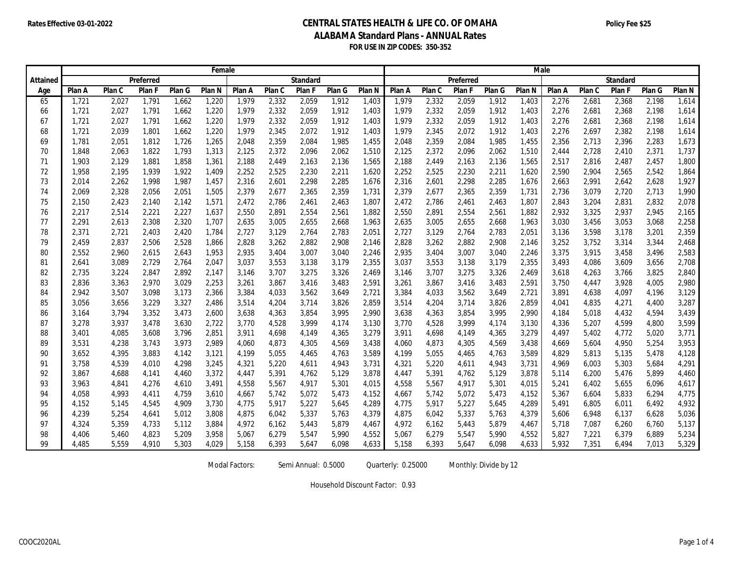Rates Effective 03-01-2022

# CENTRAL STATES HEALTH & LIFE CO. OF OMAHA

## ALABAMA Standard Plans - ANNUAL Rates

**FOR USE IN ZIP CODES: 350-352**

Policy Fee $25

| | Female | | | | | | | | | | Male | | | | | | | | | |
|---|---|---|---|---|---|---|---|---|---|---|---|---|---|---|---|---|---|---|---|---|
| Attained | Preferred | | | | | Standard | | | | | Preferred | | | | | Standard | | | | |
| Age | Plan A | Plan C | Plan F | Plan G | Plan N | Plan A | Plan C | Plan F | Plan G | Plan N | Plan A | Plan C | Plan F | Plan G | Plan N | Plan A | Plan C | Plan F | Plan G | Plan N |
| 65 | 1,721 | 2,027 | 1,791 | 1,662 | 1,220 | 1,979 | 2,332 | 2,059 | 1,912 | 1,403 | 1,979 | 2,332 | 2,059 | 1,912 | 1,403 | 2,276 | 2,681 | 2,368 | 2,198 | 1,614 |
| 66 | 1,721 | 2,027 | 1,791 | 1,662 | 1,220 | 1,979 | 2,332 | 2,059 | 1,912 | 1,403 | 1,979 | 2,332 | 2,059 | 1,912 | 1,403 | 2,276 | 2,681 | 2,368 | 2,198 | 1,614 |
| 67 | 1,721 | 2,027 | 1,791 | 1,662 | 1,220 | 1,979 | 2,332 | 2,059 | 1,912 | 1,403 | 1,979 | 2,332 | 2,059 | 1,912 | 1,403 | 2,276 | 2,681 | 2,368 | 2,198 | 1,614 |
| 68 | 1,721 | 2,039 | 1,801 | 1,662 | 1,220 | 1,979 | 2,345 | 2,072 | 1,912 | 1,403 | 1,979 | 2,345 | 2,072 | 1,912 | 1,403 | 2,276 | 2,697 | 2,382 | 2,198 | 1,614 |
| 69 | 1,781 | 2,051 | 1,812 | 1,726 | 1,265 | 2,048 | 2,359 | 2,084 | 1,985 | 1,455 | 2,048 | 2,359 | 2,084 | 1,985 | 1,455 | 2,356 | 2,713 | 2,396 | 2,283 | 1,673 |
| 70 | 1,848 | 2,063 | 1,822 | 1,793 | 1,313 | 2,125 | 2,372 | 2,096 | 2,062 | 1,510 | 2,125 | 2,372 | 2,096 | 2,062 | 1,510 | 2,444 | 2,728 | 2,410 | 2,371 | 1,737 |
| 71 | 1,903 | 2,129 | 1,881 | 1,858 | 1,361 | 2,188 | 2,449 | 2,163 | 2,136 | 1,565 | 2,188 | 2,449 | 2,163 | 2,136 | 1,565 | 2,517 | 2,816 | 2,487 | 2,457 | 1,800 |
| 72 | 1,958 | 2,195 | 1,939 | 1,922 | 1,409 | 2,252 | 2,525 | 2,230 | 2,211 | 1,620 | 2,252 | 2,525 | 2,230 | 2,211 | 1,620 | 2,590 | 2,904 | 2,565 | 2,542 | 1,864 |
| 73 | 2,014 | 2,262 | 1,998 | 1,987 | 1,457 | 2,316 | 2,601 | 2,298 | 2,285 | 1,676 | 2,316 | 2,601 | 2,298 | 2,285 | 1,676 | 2,663 | 2,991 | 2,642 | 2,628 | 1,927 |
| 74 | 2,069 | 2,328 | 2,056 | 2,051 | 1,505 | 2,379 | 2,677 | 2,365 | 2,359 | 1,731 | 2,379 | 2,677 | 2,365 | 2,359 | 1,731 | 2,736 | 3,079 | 2,720 | 2,713 | 1,990 |
| 75 | 2,150 | 2,423 | 2,140 | 2,142 | 1,571 | 2,472 | 2,786 | 2,461 | 2,463 | 1,807 | 2,472 | 2,786 | 2,461 | 2,463 | 1,807 | 2,843 | 3,204 | 2,831 | 2,832 | 2,078 |
| 76 | 2,217 | 2,514 | 2,221 | 2,227 | 1,637 | 2,550 | 2,891 | 2,554 | 2,561 | 1,882 | 2,550 | 2,891 | 2,554 | 2,561 | 1,882 | 2,932 | 3,325 | 2,937 | 2,945 | 2,165 |
| 77 | 2,291 | 2,613 | 2,308 | 2,320 | 1,707 | 2,635 | 3,005 | 2,655 | 2,668 | 1,963 | 2,635 | 3,005 | 2,655 | 2,668 | 1,963 | 3,030 | 3,456 | 3,053 | 3,068 | 2,258 |
| 78 | 2,371 | 2,721 | 2,403 | 2,420 | 1,784 | 2,727 | 3,129 | 2,764 | 2,783 | 2,051 | 2,727 | 3,129 | 2,764 | 2,783 | 2,051 | 3,136 | 3,598 | 3,178 | 3,201 | 2,359 |
| 79 | 2,459 | 2,837 | 2,506 | 2,528 | 1,866 | 2,828 | 3,262 | 2,882 | 2,908 | 2,146 | 2,828 | 3,262 | 2,882 | 2,908 | 2,146 | 3,252 | 3,752 | 3,314 | 3,344 | 2,468 |
| 80 | 2,552 | 2,960 | 2,615 | 2,643 | 1,953 | 2,935 | 3,404 | 3,007 | 3,040 | 2,246 | 2,935 | 3,404 | 3,007 | 3,040 | 2,246 | 3,375 | 3,915 | 3,458 | 3,496 | 2,583 |
| 81 | 2,641 | 3,089 | 2,729 | 2,764 | 2,047 | 3,037 | 3,553 | 3,138 | 3,179 | 2,355 | 3,037 | 3,553 | 3,138 | 3,179 | 2,355 | 3,493 | 4,086 | 3,609 | 3,656 | 2,708 |
| 82 | 2,735 | 3,224 | 2,847 | 2,892 | 2,147 | 3,146 | 3,707 | 3,275 | 3,326 | 2,469 | 3,146 | 3,707 | 3,275 | 3,326 | 2,469 | 3,618 | 4,263 | 3,766 | 3,825 | 2,840 |
| 83 | 2,836 | 3,363 | 2,970 | 3,029 | 2,253 | 3,261 | 3,867 | 3,416 | 3,483 | 2,591 | 3,261 | 3,867 | 3,416 | 3,483 | 2,591 | 3,750 | 4,447 | 3,928 | 4,005 | 2,980 |
| 84 | 2,942 | 3,507 | 3,098 | 3,173 | 2,366 | 3,384 | 4,033 | 3,562 | 3,649 | 2,721 | 3,384 | 4,033 | 3,562 | 3,649 | 2,721 | 3,891 | 4,638 | 4,097 | 4,196 | 3,129 |
| 85 | 3,056 | 3,656 | 3,229 | 3,327 | 2,486 | 3,514 | 4,204 | 3,714 | 3,826 | 2,859 | 3,514 | 4,204 | 3,714 | 3,826 | 2,859 | 4,041 | 4,835 | 4,271 | 4,400 | 3,287 |
| 86 | 3,164 | 3,794 | 3,352 | 3,473 | 2,600 | 3,638 | 4,363 | 3,854 | 3,995 | 2,990 | 3,638 | 4,363 | 3,854 | 3,995 | 2,990 | 4,184 | 5,018 | 4,432 | 4,594 | 3,439 |
| 87 | 3,278 | 3,937 | 3,478 | 3,630 | 2,722 | 3,770 | 4,528 | 3,999 | 4,174 | 3,130 | 3,770 | 4,528 | 3,999 | 4,174 | 3,130 | 4,336 | 5,207 | 4,599 | 4,800 | 3,599 |
| 88 | 3,401 | 4,085 | 3,608 | 3,796 | 2,851 | 3,911 | 4,698 | 4,149 | 4,365 | 3,279 | 3,911 | 4,698 | 4,149 | 4,365 | 3,279 | 4,497 | 5,402 | 4,772 | 5,020 | 3,771 |
| 89 | 3,531 | 4,238 | 3,743 | 3,973 | 2,989 | 4,060 | 4,873 | 4,305 | 4,569 | 3,438 | 4,060 | 4,873 | 4,305 | 4,569 | 3,438 | 4,669 | 5,604 | 4,950 | 5,254 | 3,953 |
| 90 | 3,652 | 4,395 | 3,883 | 4,142 | 3,121 | 4,199 | 5,055 | 4,465 | 4,763 | 3,589 | 4,199 | 5,055 | 4,465 | 4,763 | 3,589 | 4,829 | 5,813 | 5,135 | 5,478 | 4,128 |
| 91 | 3,758 | 4,539 | 4,010 | 4,298 | 3,245 | 4,321 | 5,220 | 4,611 | 4,943 | 3,731 | 4,321 | 5,220 | 4,611 | 4,943 | 3,731 | 4,969 | 6,003 | 5,303 | 5,684 | 4,291 |
| 92 | 3,867 | 4,688 | 4,141 | 4,460 | 3,372 | 4,447 | 5,391 | 4,762 | 5,129 | 3,878 | 4,447 | 5,391 | 4,762 | 5,129 | 3,878 | 5,114 | 6,200 | 5,476 | 5,899 | 4,460 |
| 93 | 3,963 | 4,841 | 4,276 | 4,610 | 3,491 | 4,558 | 5,567 | 4,917 | 5,301 | 4,015 | 4,558 | 5,567 | 4,917 | 5,301 | 4,015 | 5,241 | 6,402 | 5,655 | 6,096 | 4,617 |
| 94 | 4,058 | 4,993 | 4,411 | 4,759 | 3,610 | 4,667 | 5,742 | 5,072 | 5,473 | 4,152 | 4,667 | 5,742 | 5,072 | 5,473 | 4,152 | 5,367 | 6,604 | 5,833 | 6,294 | 4,775 |
| 95 | 4,152 | 5,145 | 4,545 | 4,909 | 3,730 | 4,775 | 5,917 | 5,227 | 5,645 | 4,289 | 4,775 | 5,917 | 5,227 | 5,645 | 4,289 | 5,491 | 6,805 | 6,011 | 6,492 | 4,932 |
| 96 | 4,239 | 5,254 | 4,641 | 5,012 | 3,808 | 4,875 | 6,042 | 5,337 | 5,763 | 4,379 | 4,875 | 6,042 | 5,337 | 5,763 | 4,379 | 5,606 | 6,948 | 6,137 | 6,628 | 5,036 |
| 97 | 4,324 | 5,359 | 4,733 | 5,112 | 3,884 | 4,972 | 6,162 | 5,443 | 5,879 | 4,467 | 4,972 | 6,162 | 5,443 | 5,879 | 4,467 | 5,718 | 7,087 | 6,260 | 6,760 | 5,137 |
| 98 | 4,406 | 5,460 | 4,823 | 5,209 | 3,958 | 5,067 | 6,279 | 5,547 | 5,990 | 4,552 | 5,067 | 6,279 | 5,547 | 5,990 | 4,552 | 5,827 | 7,221 | 6,379 | 6,889 | 5,234 |
| 99 | 4,485 | 5,559 | 4,910 | 5,303 | 4,029 | 5,158 | 6,393 | 5,647 | 6,098 | 4,633 | 5,158 | 6,393 | 5,647 | 6,098 | 4,633 | 5,932 | 7,351 | 6,494 | 7,013 | 5,329 |

Modal Factors: Semi Annual: 0.5000 Quarterly: 0.25000 Monthly: Divide by 12

Household Discount Factor: 0.93

COOC2020AL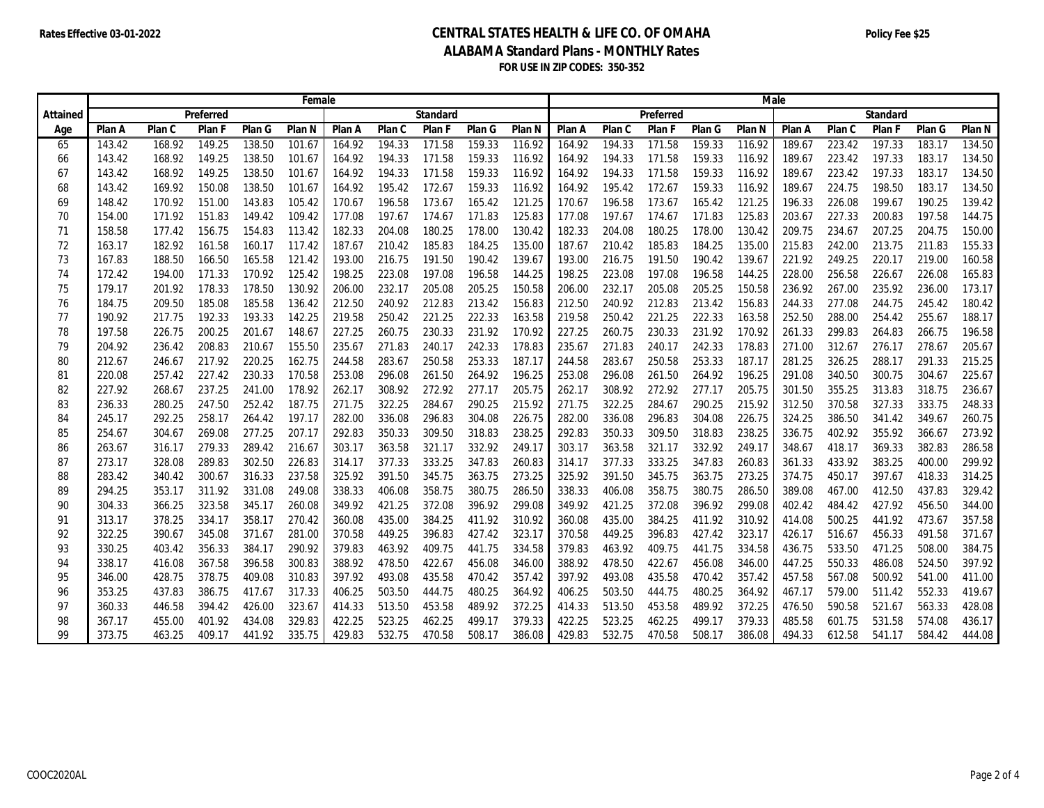**Rates Effective 03-01-2022**

# CENTRAL STATES HEALTH & LIFE CO. OF OMAHA

## ALABAMA Standard Plans - MONTHLY Rates

**FOR USE IN ZIP CODES: 350-352**

**Policy Fee $25**

| | Female | | | | | | | | | | Male | | | | | | | | | |
|---|---|---|---|---|---|---|---|---|---|---|---|---|---|---|---|---|---|---|---|---|
| Attained | Preferred | | | | | Standard | | | | | Preferred | | | | | Standard | | | | |
| Age | Plan A | Plan C | Plan F | Plan G | Plan N | Plan A | Plan C | Plan F | Plan G | Plan N | Plan A | Plan C | Plan F | Plan G | Plan N | Plan A | Plan C | Plan F | Plan G | Plan N |
| 65 | 143.42 | 168.92 | 149.25 | 138.50 | 101.67 | 164.92 | 194.33 | 171.58 | 159.33 | 116.92 | 164.92 | 194.33 | 171.58 | 159.33 | 116.92 | 189.67 | 223.42 | 197.33 | 183.17 | 134.50 |
| 66 | 143.42 | 168.92 | 149.25 | 138.50 | 101.67 | 164.92 | 194.33 | 171.58 | 159.33 | 116.92 | 164.92 | 194.33 | 171.58 | 159.33 | 116.92 | 189.67 | 223.42 | 197.33 | 183.17 | 134.50 |
| 67 | 143.42 | 168.92 | 149.25 | 138.50 | 101.67 | 164.92 | 194.33 | 171.58 | 159.33 | 116.92 | 164.92 | 194.33 | 171.58 | 159.33 | 116.92 | 189.67 | 223.42 | 197.33 | 183.17 | 134.50 |
| 68 | 143.42 | 169.92 | 150.08 | 138.50 | 101.67 | 164.92 | 195.42 | 172.67 | 159.33 | 116.92 | 164.92 | 195.42 | 172.67 | 159.33 | 116.92 | 189.67 | 224.75 | 198.50 | 183.17 | 134.50 |
| 69 | 148.42 | 170.92 | 151.00 | 143.83 | 105.42 | 170.67 | 196.58 | 173.67 | 165.42 | 121.25 | 170.67 | 196.58 | 173.67 | 165.42 | 121.25 | 196.33 | 226.08 | 199.67 | 190.25 | 139.42 |
| 70 | 154.00 | 171.92 | 151.83 | 149.42 | 109.42 | 177.08 | 197.67 | 174.67 | 171.83 | 125.83 | 177.08 | 197.67 | 174.67 | 171.83 | 125.83 | 203.67 | 227.33 | 200.83 | 197.58 | 144.75 |
| 71 | 158.58 | 177.42 | 156.75 | 154.83 | 113.42 | 182.33 | 204.08 | 180.25 | 178.00 | 130.42 | 182.33 | 204.08 | 180.25 | 178.00 | 130.42 | 209.75 | 234.67 | 207.25 | 204.75 | 150.00 |
| 72 | 163.17 | 182.92 | 161.58 | 160.17 | 117.42 | 187.67 | 210.42 | 185.83 | 184.25 | 135.00 | 187.67 | 210.42 | 185.83 | 184.25 | 135.00 | 215.83 | 242.00 | 213.75 | 211.83 | 155.33 |
| 73 | 167.83 | 188.50 | 166.50 | 165.58 | 121.42 | 193.00 | 216.75 | 191.50 | 190.42 | 139.67 | 193.00 | 216.75 | 191.50 | 190.42 | 139.67 | 221.92 | 249.25 | 220.17 | 219.00 | 160.58 |
| 74 | 172.42 | 194.00 | 171.33 | 170.92 | 125.42 | 198.25 | 223.08 | 197.08 | 196.58 | 144.25 | 198.25 | 223.08 | 197.08 | 196.58 | 144.25 | 228.00 | 256.58 | 226.67 | 226.08 | 165.83 |
| 75 | 179.17 | 201.92 | 178.33 | 178.50 | 130.92 | 206.00 | 232.17 | 205.08 | 205.25 | 150.58 | 206.00 | 232.17 | 205.08 | 205.25 | 150.58 | 236.92 | 267.00 | 235.92 | 236.00 | 173.17 |
| 76 | 184.75 | 209.50 | 185.08 | 185.58 | 136.42 | 212.50 | 240.92 | 212.83 | 213.42 | 156.83 | 212.50 | 240.92 | 212.83 | 213.42 | 156.83 | 244.33 | 277.08 | 244.75 | 245.42 | 180.42 |
| 77 | 190.92 | 217.75 | 192.33 | 193.33 | 142.25 | 219.58 | 250.42 | 221.25 | 222.33 | 163.58 | 219.58 | 250.42 | 221.25 | 222.33 | 163.58 | 252.50 | 288.00 | 254.42 | 255.67 | 188.17 |
| 78 | 197.58 | 226.75 | 200.25 | 201.67 | 148.67 | 227.25 | 260.75 | 230.33 | 231.92 | 170.92 | 227.25 | 260.75 | 230.33 | 231.92 | 170.92 | 261.33 | 299.83 | 264.83 | 266.75 | 196.58 |
| 79 | 204.92 | 236.42 | 208.83 | 210.67 | 155.50 | 235.67 | 271.83 | 240.17 | 242.33 | 178.83 | 235.67 | 271.83 | 240.17 | 242.33 | 178.83 | 271.00 | 312.67 | 276.17 | 278.67 | 205.67 |
| 80 | 212.67 | 246.67 | 217.92 | 220.25 | 162.75 | 244.58 | 283.67 | 250.58 | 253.33 | 187.17 | 244.58 | 283.67 | 250.58 | 253.33 | 187.17 | 281.25 | 326.25 | 288.17 | 291.33 | 215.25 |
| 81 | 220.08 | 257.42 | 227.42 | 230.33 | 170.58 | 253.08 | 296.08 | 261.50 | 264.92 | 196.25 | 253.08 | 296.08 | 261.50 | 264.92 | 196.25 | 291.08 | 340.50 | 300.75 | 304.67 | 225.67 |
| 82 | 227.92 | 268.67 | 237.25 | 241.00 | 178.92 | 262.17 | 308.92 | 272.92 | 277.17 | 205.75 | 262.17 | 308.92 | 272.92 | 277.17 | 205.75 | 301.50 | 355.25 | 313.83 | 318.75 | 236.67 |
| 83 | 236.33 | 280.25 | 247.50 | 252.42 | 187.75 | 271.75 | 322.25 | 284.67 | 290.25 | 215.92 | 271.75 | 322.25 | 284.67 | 290.25 | 215.92 | 312.50 | 370.58 | 327.33 | 333.75 | 248.33 |
| 84 | 245.17 | 292.25 | 258.17 | 264.42 | 197.17 | 282.00 | 336.08 | 296.83 | 304.08 | 226.75 | 282.00 | 336.08 | 296.83 | 304.08 | 226.75 | 324.25 | 386.50 | 341.42 | 349.67 | 260.75 |
| 85 | 254.67 | 304.67 | 269.08 | 277.25 | 207.17 | 292.83 | 350.33 | 309.50 | 318.83 | 238.25 | 292.83 | 350.33 | 309.50 | 318.83 | 238.25 | 336.75 | 402.92 | 355.92 | 366.67 | 273.92 |
| 86 | 263.67 | 316.17 | 279.33 | 289.42 | 216.67 | 303.17 | 363.58 | 321.17 | 332.92 | 249.17 | 303.17 | 363.58 | 321.17 | 332.92 | 249.17 | 348.67 | 418.17 | 369.33 | 382.83 | 286.58 |
| 87 | 273.17 | 328.08 | 289.83 | 302.50 | 226.83 | 314.17 | 377.33 | 333.25 | 347.83 | 260.83 | 314.17 | 377.33 | 333.25 | 347.83 | 260.83 | 361.33 | 433.92 | 383.25 | 400.00 | 299.92 |
| 88 | 283.42 | 340.42 | 300.67 | 316.33 | 237.58 | 325.92 | 391.50 | 345.75 | 363.75 | 273.25 | 325.92 | 391.50 | 345.75 | 363.75 | 273.25 | 374.75 | 450.17 | 397.67 | 418.33 | 314.25 |
| 89 | 294.25 | 353.17 | 311.92 | 331.08 | 249.08 | 338.33 | 406.08 | 358.75 | 380.75 | 286.50 | 338.33 | 406.08 | 358.75 | 380.75 | 286.50 | 389.08 | 467.00 | 412.50 | 437.83 | 329.42 |
| 90 | 304.33 | 366.25 | 323.58 | 345.17 | 260.08 | 349.92 | 421.25 | 372.08 | 396.92 | 299.08 | 349.92 | 421.25 | 372.08 | 396.92 | 299.08 | 402.42 | 484.42 | 427.92 | 456.50 | 344.00 |
| 91 | 313.17 | 378.25 | 334.17 | 358.17 | 270.42 | 360.08 | 435.00 | 384.25 | 411.92 | 310.92 | 360.08 | 435.00 | 384.25 | 411.92 | 310.92 | 414.08 | 500.25 | 441.92 | 473.67 | 357.58 |
| 92 | 322.25 | 390.67 | 345.08 | 371.67 | 281.00 | 370.58 | 449.25 | 396.83 | 427.42 | 323.17 | 370.58 | 449.25 | 396.83 | 427.42 | 323.17 | 426.17 | 516.67 | 456.33 | 491.58 | 371.67 |
| 93 | 330.25 | 403.42 | 356.33 | 384.17 | 290.92 | 379.83 | 463.92 | 409.75 | 441.75 | 334.58 | 379.83 | 463.92 | 409.75 | 441.75 | 334.58 | 436.75 | 533.50 | 471.25 | 508.00 | 384.75 |
| 94 | 338.17 | 416.08 | 367.58 | 396.58 | 300.83 | 388.92 | 478.50 | 422.67 | 456.08 | 346.00 | 388.92 | 478.50 | 422.67 | 456.08 | 346.00 | 447.25 | 550.33 | 486.08 | 524.50 | 397.92 |
| 95 | 346.00 | 428.75 | 378.75 | 409.08 | 310.83 | 397.92 | 493.08 | 435.58 | 470.42 | 357.42 | 397.92 | 493.08 | 435.58 | 470.42 | 357.42 | 457.58 | 567.08 | 500.92 | 541.00 | 411.00 |
| 96 | 353.25 | 437.83 | 386.75 | 417.67 | 317.33 | 406.25 | 503.50 | 444.75 | 480.25 | 364.92 | 406.25 | 503.50 | 444.75 | 480.25 | 364.92 | 467.17 | 579.00 | 511.42 | 552.33 | 419.67 |
| 97 | 360.33 | 446.58 | 394.42 | 426.00 | 323.67 | 414.33 | 513.50 | 453.58 | 489.92 | 372.25 | 414.33 | 513.50 | 453.58 | 489.92 | 372.25 | 476.50 | 590.58 | 521.67 | 563.33 | 428.08 |
| 98 | 367.17 | 455.00 | 401.92 | 434.08 | 329.83 | 422.25 | 523.25 | 462.25 | 499.17 | 379.33 | 422.25 | 523.25 | 462.25 | 499.17 | 379.33 | 485.58 | 601.75 | 531.58 | 574.08 | 436.17 |
| 99 | 373.75 | 463.25 | 409.17 | 441.92 | 335.75 | 429.83 | 532.75 | 470.58 | 508.17 | 386.08 | 429.83 | 532.75 | 470.58 | 508.17 | 386.08 | 494.33 | 612.58 | 541.17 | 584.42 | 444.08 |

COOC2020AL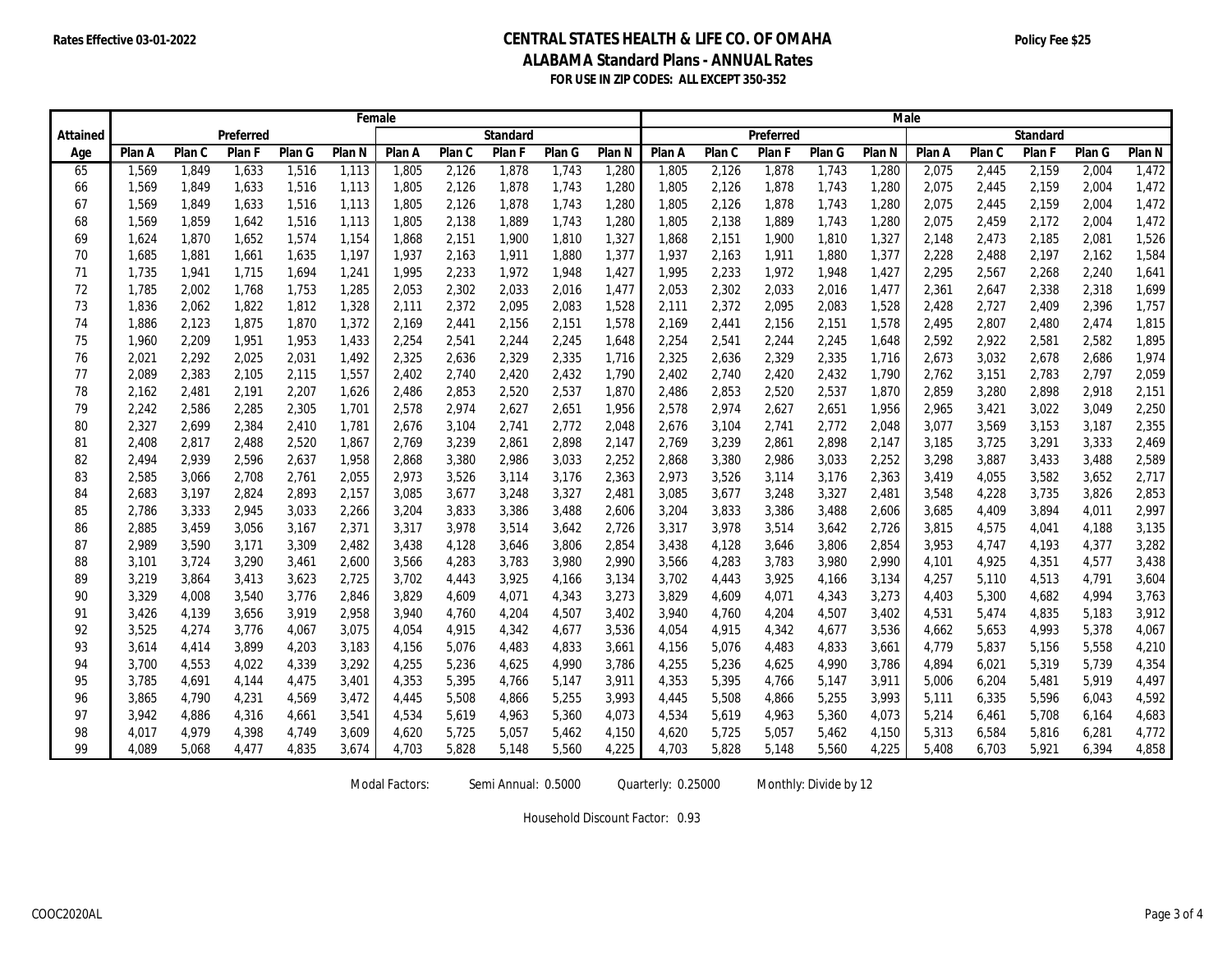Rates Effective 03-01-2022

# CENTRAL STATES HEALTH & LIFE CO. OF OMAHA

## ALABAMA Standard Plans - ANNUAL Rates

**FOR USE IN ZIP CODES: ALL EXCEPT 350-352**

Policy Fee $25

| Attained | Female | | | | | | | | | | Male | | | | | | | | | |
|---|---|---|---|---|---|---|---|---|---|---|---|---|---|---|---|---|---|---|---|---|
| | Preferred | | | | | Standard | | | | | Preferred | | | | | Standard | | | | |
| Age | Plan A | Plan C | Plan F | Plan G | Plan N | Plan A | Plan C | Plan F | Plan G | Plan N | Plan A | Plan C | Plan F | Plan G | Plan N | Plan A | Plan C | Plan F | Plan G | Plan N |
| 65 | 1,569 | 1,849 | 1,633 | 1,516 | 1,113 | 1,805 | 2,126 | 1,878 | 1,743 | 1,280 | 1,805 | 2,126 | 1,878 | 1,743 | 1,280 | 2,075 | 2,445 | 2,159 | 2,004 | 1,472 |
| 66 | 1,569 | 1,849 | 1,633 | 1,516 | 1,113 | 1,805 | 2,126 | 1,878 | 1,743 | 1,280 | 1,805 | 2,126 | 1,878 | 1,743 | 1,280 | 2,075 | 2,445 | 2,159 | 2,004 | 1,472 |
| 67 | 1,569 | 1,849 | 1,633 | 1,516 | 1,113 | 1,805 | 2,126 | 1,878 | 1,743 | 1,280 | 1,805 | 2,126 | 1,878 | 1,743 | 1,280 | 2,075 | 2,445 | 2,159 | 2,004 | 1,472 |
| 68 | 1,569 | 1,859 | 1,642 | 1,516 | 1,113 | 1,805 | 2,138 | 1,889 | 1,743 | 1,280 | 1,805 | 2,138 | 1,889 | 1,743 | 1,280 | 2,075 | 2,459 | 2,172 | 2,004 | 1,472 |
| 69 | 1,624 | 1,870 | 1,652 | 1,574 | 1,154 | 1,868 | 2,151 | 1,900 | 1,810 | 1,327 | 1,868 | 2,151 | 1,900 | 1,810 | 1,327 | 2,148 | 2,473 | 2,185 | 2,081 | 1,526 |
| 70 | 1,685 | 1,881 | 1,661 | 1,635 | 1,197 | 1,937 | 2,163 | 1,911 | 1,880 | 1,377 | 1,937 | 2,163 | 1,911 | 1,880 | 1,377 | 2,228 | 2,488 | 2,197 | 2,162 | 1,584 |
| 71 | 1,735 | 1,941 | 1,715 | 1,694 | 1,241 | 1,995 | 2,233 | 1,972 | 1,948 | 1,427 | 1,995 | 2,233 | 1,972 | 1,948 | 1,427 | 2,295 | 2,567 | 2,268 | 2,240 | 1,641 |
| 72 | 1,785 | 2,002 | 1,768 | 1,753 | 1,285 | 2,053 | 2,302 | 2,033 | 2,016 | 1,477 | 2,053 | 2,302 | 2,033 | 2,016 | 1,477 | 2,361 | 2,647 | 2,338 | 2,318 | 1,699 |
| 73 | 1,836 | 2,062 | 1,822 | 1,812 | 1,328 | 2,111 | 2,372 | 2,095 | 2,083 | 1,528 | 2,111 | 2,372 | 2,095 | 2,083 | 1,528 | 2,428 | 2,727 | 2,409 | 2,396 | 1,757 |
| 74 | 1,886 | 2,123 | 1,875 | 1,870 | 1,372 | 2,169 | 2,441 | 2,156 | 2,151 | 1,578 | 2,169 | 2,441 | 2,156 | 2,151 | 1,578 | 2,495 | 2,807 | 2,480 | 2,474 | 1,815 |
| 75 | 1,960 | 2,209 | 1,951 | 1,953 | 1,433 | 2,254 | 2,541 | 2,244 | 2,245 | 1,648 | 2,254 | 2,541 | 2,244 | 2,245 | 1,648 | 2,592 | 2,922 | 2,581 | 2,582 | 1,895 |
| 76 | 2,021 | 2,292 | 2,025 | 2,031 | 1,492 | 2,325 | 2,636 | 2,329 | 2,335 | 1,716 | 2,325 | 2,636 | 2,329 | 2,335 | 1,716 | 2,673 | 3,032 | 2,678 | 2,686 | 1,974 |
| 77 | 2,089 | 2,383 | 2,105 | 2,115 | 1,557 | 2,402 | 2,740 | 2,420 | 2,432 | 1,790 | 2,402 | 2,740 | 2,420 | 2,432 | 1,790 | 2,762 | 3,151 | 2,783 | 2,797 | 2,059 |
| 78 | 2,162 | 2,481 | 2,191 | 2,207 | 1,626 | 2,486 | 2,853 | 2,520 | 2,537 | 1,870 | 2,486 | 2,853 | 2,520 | 2,537 | 1,870 | 2,859 | 3,280 | 2,898 | 2,918 | 2,151 |
| 79 | 2,242 | 2,586 | 2,285 | 2,305 | 1,701 | 2,578 | 2,974 | 2,627 | 2,651 | 1,956 | 2,578 | 2,974 | 2,627 | 2,651 | 1,956 | 2,965 | 3,421 | 3,022 | 3,049 | 2,250 |
| 80 | 2,327 | 2,699 | 2,384 | 2,410 | 1,781 | 2,676 | 3,104 | 2,741 | 2,772 | 2,048 | 2,676 | 3,104 | 2,741 | 2,772 | 2,048 | 3,077 | 3,569 | 3,153 | 3,187 | 2,355 |
| 81 | 2,408 | 2,817 | 2,488 | 2,520 | 1,867 | 2,769 | 3,239 | 2,861 | 2,898 | 2,147 | 2,769 | 3,239 | 2,861 | 2,898 | 2,147 | 3,185 | 3,725 | 3,291 | 3,333 | 2,469 |
| 82 | 2,494 | 2,939 | 2,596 | 2,637 | 1,958 | 2,868 | 3,380 | 2,986 | 3,033 | 2,252 | 2,868 | 3,380 | 2,986 | 3,033 | 2,252 | 3,298 | 3,887 | 3,433 | 3,488 | 2,589 |
| 83 | 2,585 | 3,066 | 2,708 | 2,761 | 2,055 | 2,973 | 3,526 | 3,114 | 3,176 | 2,363 | 2,973 | 3,526 | 3,114 | 3,176 | 2,363 | 3,419 | 4,055 | 3,582 | 3,652 | 2,717 |
| 84 | 2,683 | 3,197 | 2,824 | 2,893 | 2,157 | 3,085 | 3,677 | 3,248 | 3,327 | 2,481 | 3,085 | 3,677 | 3,248 | 3,327 | 2,481 | 3,548 | 4,228 | 3,735 | 3,826 | 2,853 |
| 85 | 2,786 | 3,333 | 2,945 | 3,033 | 2,266 | 3,204 | 3,833 | 3,386 | 3,488 | 2,606 | 3,204 | 3,833 | 3,386 | 3,488 | 2,606 | 3,685 | 4,409 | 3,894 | 4,011 | 2,997 |
| 86 | 2,885 | 3,459 | 3,056 | 3,167 | 2,371 | 3,317 | 3,978 | 3,514 | 3,642 | 2,726 | 3,317 | 3,978 | 3,514 | 3,642 | 2,726 | 3,815 | 4,575 | 4,041 | 4,188 | 3,135 |
| 87 | 2,989 | 3,590 | 3,171 | 3,309 | 2,482 | 3,438 | 4,128 | 3,646 | 3,806 | 2,854 | 3,438 | 4,128 | 3,646 | 3,806 | 2,854 | 3,953 | 4,747 | 4,193 | 4,377 | 3,282 |
| 88 | 3,101 | 3,724 | 3,290 | 3,461 | 2,600 | 3,566 | 4,283 | 3,783 | 3,980 | 2,990 | 3,566 | 4,283 | 3,783 | 3,980 | 2,990 | 4,101 | 4,925 | 4,351 | 4,577 | 3,438 |
| 89 | 3,219 | 3,864 | 3,413 | 3,623 | 2,725 | 3,702 | 4,443 | 3,925 | 4,166 | 3,134 | 3,702 | 4,443 | 3,925 | 4,166 | 3,134 | 4,257 | 5,110 | 4,513 | 4,791 | 3,604 |
| 90 | 3,329 | 4,008 | 3,540 | 3,776 | 2,846 | 3,829 | 4,609 | 4,071 | 4,343 | 3,273 | 3,829 | 4,609 | 4,071 | 4,343 | 3,273 | 4,403 | 5,300 | 4,682 | 4,994 | 3,763 |
| 91 | 3,426 | 4,139 | 3,656 | 3,919 | 2,958 | 3,940 | 4,760 | 4,204 | 4,507 | 3,402 | 3,940 | 4,760 | 4,204 | 4,507 | 3,402 | 4,531 | 5,474 | 4,835 | 5,183 | 3,912 |
| 92 | 3,525 | 4,274 | 3,776 | 4,067 | 3,075 | 4,054 | 4,915 | 4,342 | 4,677 | 3,536 | 4,054 | 4,915 | 4,342 | 4,677 | 3,536 | 4,662 | 5,653 | 4,993 | 5,378 | 4,067 |
| 93 | 3,614 | 4,414 | 3,899 | 4,203 | 3,183 | 4,156 | 5,076 | 4,483 | 4,833 | 3,661 | 4,156 | 5,076 | 4,483 | 4,833 | 3,661 | 4,779 | 5,837 | 5,156 | 5,558 | 4,210 |
| 94 | 3,700 | 4,553 | 4,022 | 4,339 | 3,292 | 4,255 | 5,236 | 4,625 | 4,990 | 3,786 | 4,255 | 5,236 | 4,625 | 4,990 | 3,786 | 4,894 | 6,021 | 5,319 | 5,739 | 4,354 |
| 95 | 3,785 | 4,691 | 4,144 | 4,475 | 3,401 | 4,353 | 5,395 | 4,766 | 5,147 | 3,911 | 4,353 | 5,395 | 4,766 | 5,147 | 3,911 | 5,006 | 6,204 | 5,481 | 5,919 | 4,497 |
| 96 | 3,865 | 4,790 | 4,231 | 4,569 | 3,472 | 4,445 | 5,508 | 4,866 | 5,255 | 3,993 | 4,445 | 5,508 | 4,866 | 5,255 | 3,993 | 5,111 | 6,335 | 5,596 | 6,043 | 4,592 |
| 97 | 3,942 | 4,886 | 4,316 | 4,661 | 3,541 | 4,534 | 5,619 | 4,963 | 5,360 | 4,073 | 4,534 | 5,619 | 4,963 | 5,360 | 4,073 | 5,214 | 6,461 | 5,708 | 6,164 | 4,683 |
| 98 | 4,017 | 4,979 | 4,398 | 4,749 | 3,609 | 4,620 | 5,725 | 5,057 | 5,462 | 4,150 | 4,620 | 5,725 | 5,057 | 5,462 | 4,150 | 5,313 | 6,584 | 5,816 | 6,281 | 4,772 |
| 99 | 4,089 | 5,068 | 4,477 | 4,835 | 3,674 | 4,703 | 5,828 | 5,148 | 5,560 | 4,225 | 4,703 | 5,828 | 5,148 | 5,560 | 4,225 | 5,408 | 6,703 | 5,921 | 6,394 | 4,858 |

Modal Factors: Semi Annual: 0.5000 Quarterly: 0.25000 Monthly: Divide by 12

Household Discount Factor: 0.93

COOC2020AL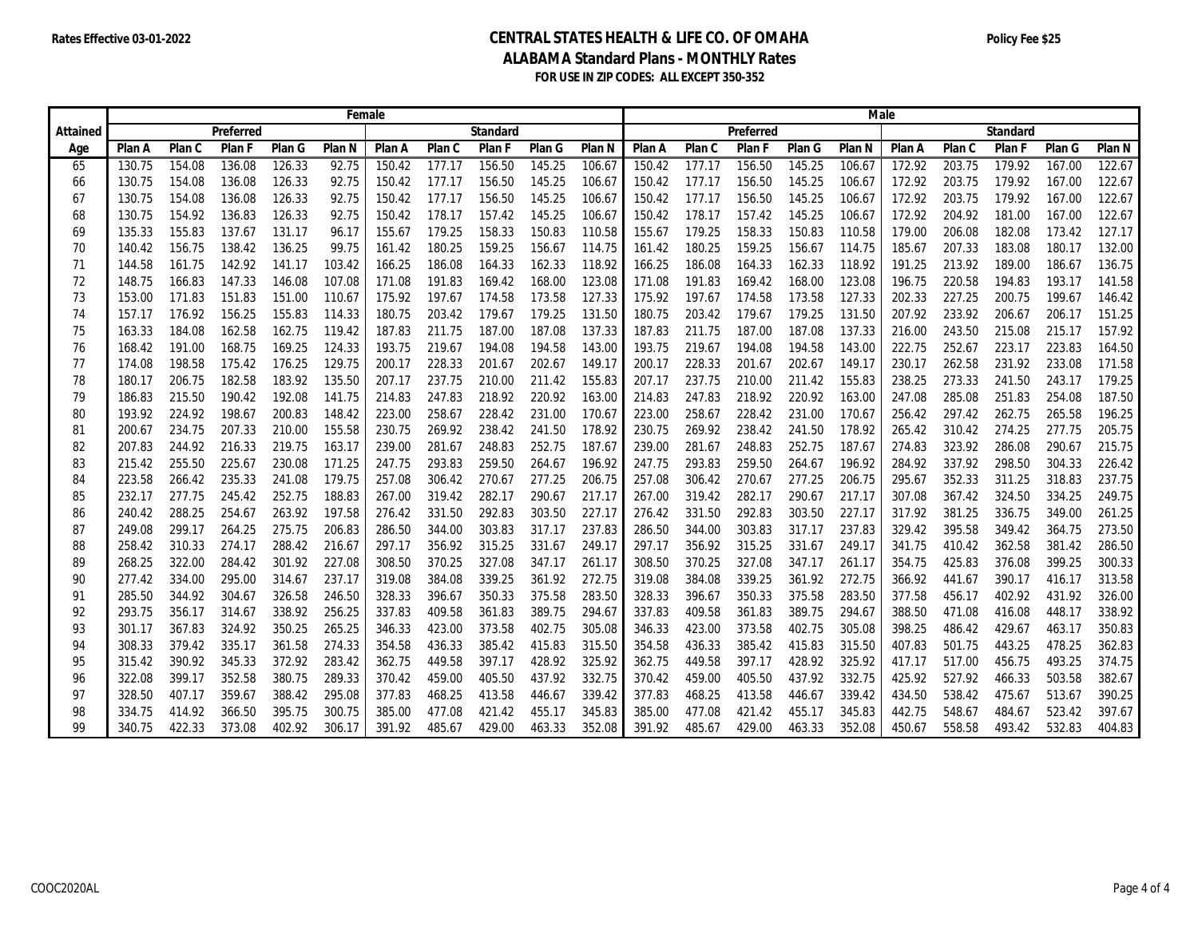Rates Effective 03-01-2022

# CENTRAL STATES HEALTH & LIFE CO. OF OMAHA

## ALABAMA Standard Plans - MONTHLY Rates

**FOR USE IN ZIP CODES: ALL EXCEPT 350-352**

Policy Fee $25

| | Female | | | | | | | | | | Male | | | | | | | | | |
|---|---|---|---|---|---|---|---|---|---|---|---|---|---|---|---|---|---|---|---|---|
| Attained | Preferred | | | | | Standard | | | | | Preferred | | | | | Standard | | | | |
| Age | Plan A | Plan C | Plan F | Plan G | Plan N | Plan A | Plan C | Plan F | Plan G | Plan N | Plan A | Plan C | Plan F | Plan G | Plan N | Plan A | Plan C | Plan F | Plan G | Plan N |
| 65 | 130.75 | 154.08 | 136.08 | 126.33 | 92.75 | 150.42 | 177.17 | 156.50 | 145.25 | 106.67 | 150.42 | 177.17 | 156.50 | 145.25 | 106.67 | 172.92 | 203.75 | 179.92 | 167.00 | 122.67 |
| 66 | 130.75 | 154.08 | 136.08 | 126.33 | 92.75 | 150.42 | 177.17 | 156.50 | 145.25 | 106.67 | 150.42 | 177.17 | 156.50 | 145.25 | 106.67 | 172.92 | 203.75 | 179.92 | 167.00 | 122.67 |
| 67 | 130.75 | 154.08 | 136.08 | 126.33 | 92.75 | 150.42 | 177.17 | 156.50 | 145.25 | 106.67 | 150.42 | 177.17 | 156.50 | 145.25 | 106.67 | 172.92 | 203.75 | 179.92 | 167.00 | 122.67 |
| 68 | 130.75 | 154.92 | 136.83 | 126.33 | 92.75 | 150.42 | 178.17 | 157.42 | 145.25 | 106.67 | 150.42 | 178.17 | 157.42 | 145.25 | 106.67 | 172.92 | 204.92 | 181.00 | 167.00 | 122.67 |
| 69 | 135.33 | 155.83 | 137.67 | 131.17 | 96.17 | 155.67 | 179.25 | 158.33 | 150.83 | 110.58 | 155.67 | 179.25 | 158.33 | 150.83 | 110.58 | 179.00 | 206.08 | 182.08 | 173.42 | 127.17 |
| 70 | 140.42 | 156.75 | 138.42 | 136.25 | 99.75 | 161.42 | 180.25 | 159.25 | 156.67 | 114.75 | 161.42 | 180.25 | 159.25 | 156.67 | 114.75 | 185.67 | 207.33 | 183.08 | 180.17 | 132.00 |
| 71 | 144.58 | 161.75 | 142.92 | 141.17 | 103.42 | 166.25 | 186.08 | 164.33 | 162.33 | 118.92 | 166.25 | 186.08 | 164.33 | 162.33 | 118.92 | 191.25 | 213.92 | 189.00 | 186.67 | 136.75 |
| 72 | 148.75 | 166.83 | 147.33 | 146.08 | 107.08 | 171.08 | 191.83 | 169.42 | 168.00 | 123.08 | 171.08 | 191.83 | 169.42 | 168.00 | 123.08 | 196.75 | 220.58 | 194.83 | 193.17 | 141.58 |
| 73 | 153.00 | 171.83 | 151.83 | 151.00 | 110.67 | 175.92 | 197.67 | 174.58 | 173.58 | 127.33 | 175.92 | 197.67 | 174.58 | 173.58 | 127.33 | 202.33 | 227.25 | 200.75 | 199.67 | 146.42 |
| 74 | 157.17 | 176.92 | 156.25 | 155.83 | 114.33 | 180.75 | 203.42 | 179.67 | 179.25 | 131.50 | 180.75 | 203.42 | 179.67 | 179.25 | 131.50 | 207.92 | 233.92 | 206.67 | 206.17 | 151.25 |
| 75 | 163.33 | 184.08 | 162.58 | 162.75 | 119.42 | 187.83 | 211.75 | 187.00 | 187.08 | 137.33 | 187.83 | 211.75 | 187.00 | 187.08 | 137.33 | 216.00 | 243.50 | 215.08 | 215.17 | 157.92 |
| 76 | 168.42 | 191.00 | 168.75 | 169.25 | 124.33 | 193.75 | 219.67 | 194.08 | 194.58 | 143.00 | 193.75 | 219.67 | 194.08 | 194.58 | 143.00 | 222.75 | 252.67 | 223.17 | 223.83 | 164.50 |
| 77 | 174.08 | 198.58 | 175.42 | 176.25 | 129.75 | 200.17 | 228.33 | 201.67 | 202.67 | 149.17 | 200.17 | 228.33 | 201.67 | 202.67 | 149.17 | 230.17 | 262.58 | 231.92 | 233.08 | 171.58 |
| 78 | 180.17 | 206.75 | 182.58 | 183.92 | 135.50 | 207.17 | 237.75 | 210.00 | 211.42 | 155.83 | 207.17 | 237.75 | 210.00 | 211.42 | 155.83 | 238.25 | 273.33 | 241.50 | 243.17 | 179.25 |
| 79 | 186.83 | 215.50 | 190.42 | 192.08 | 141.75 | 214.83 | 247.83 | 218.92 | 220.92 | 163.00 | 214.83 | 247.83 | 218.92 | 220.92 | 163.00 | 247.08 | 285.08 | 251.83 | 254.08 | 187.50 |
| 80 | 193.92 | 224.92 | 198.67 | 200.83 | 148.42 | 223.00 | 258.67 | 228.42 | 231.00 | 170.67 | 223.00 | 258.67 | 228.42 | 231.00 | 170.67 | 256.42 | 297.42 | 262.75 | 265.58 | 196.25 |
| 81 | 200.67 | 234.75 | 207.33 | 210.00 | 155.58 | 230.75 | 269.92 | 238.42 | 241.50 | 178.92 | 230.75 | 269.92 | 238.42 | 241.50 | 178.92 | 265.42 | 310.42 | 274.25 | 277.75 | 205.75 |
| 82 | 207.83 | 244.92 | 216.33 | 219.75 | 163.17 | 239.00 | 281.67 | 248.83 | 252.75 | 187.67 | 239.00 | 281.67 | 248.83 | 252.75 | 187.67 | 274.83 | 323.92 | 286.08 | 290.67 | 215.75 |
| 83 | 215.42 | 255.50 | 225.67 | 230.08 | 171.25 | 247.75 | 293.83 | 259.50 | 264.67 | 196.92 | 247.75 | 293.83 | 259.50 | 264.67 | 196.92 | 284.92 | 337.92 | 298.50 | 304.33 | 226.42 |
| 84 | 223.58 | 266.42 | 235.33 | 241.08 | 179.75 | 257.08 | 306.42 | 270.67 | 277.25 | 206.75 | 257.08 | 306.42 | 270.67 | 277.25 | 206.75 | 295.67 | 352.33 | 311.25 | 318.83 | 237.75 |
| 85 | 232.17 | 277.75 | 245.42 | 252.75 | 188.83 | 267.00 | 319.42 | 282.17 | 290.67 | 217.17 | 267.00 | 319.42 | 282.17 | 290.67 | 217.17 | 307.08 | 367.42 | 324.50 | 334.25 | 249.75 |
| 86 | 240.42 | 288.25 | 254.67 | 263.92 | 197.58 | 276.42 | 331.50 | 292.83 | 303.50 | 227.17 | 276.42 | 331.50 | 292.83 | 303.50 | 227.17 | 317.92 | 381.25 | 336.75 | 349.00 | 261.25 |
| 87 | 249.08 | 299.17 | 264.25 | 275.75 | 206.83 | 286.50 | 344.00 | 303.83 | 317.17 | 237.83 | 286.50 | 344.00 | 303.83 | 317.17 | 237.83 | 329.42 | 395.58 | 349.42 | 364.75 | 273.50 |
| 88 | 258.42 | 310.33 | 274.17 | 288.42 | 216.67 | 297.17 | 356.92 | 315.25 | 331.67 | 249.17 | 297.17 | 356.92 | 315.25 | 331.67 | 249.17 | 341.75 | 410.42 | 362.58 | 381.42 | 286.50 |
| 89 | 268.25 | 322.00 | 284.42 | 301.92 | 227.08 | 308.50 | 370.25 | 327.08 | 347.17 | 261.17 | 308.50 | 370.25 | 327.08 | 347.17 | 261.17 | 354.75 | 425.83 | 376.08 | 399.25 | 300.33 |
| 90 | 277.42 | 334.00 | 295.00 | 314.67 | 237.17 | 319.08 | 384.08 | 339.25 | 361.92 | 272.75 | 319.08 | 384.08 | 339.25 | 361.92 | 272.75 | 366.92 | 441.67 | 390.17 | 416.17 | 313.58 |
| 91 | 285.50 | 344.92 | 304.67 | 326.58 | 246.50 | 328.33 | 396.67 | 350.33 | 375.58 | 283.50 | 328.33 | 396.67 | 350.33 | 375.58 | 283.50 | 377.58 | 456.17 | 402.92 | 431.92 | 326.00 |
| 92 | 293.75 | 356.17 | 314.67 | 338.92 | 256.25 | 337.83 | 409.58 | 361.83 | 389.75 | 294.67 | 337.83 | 409.58 | 361.83 | 389.75 | 294.67 | 388.50 | 471.08 | 416.08 | 448.17 | 338.92 |
| 93 | 301.17 | 367.83 | 324.92 | 350.25 | 265.25 | 346.33 | 423.00 | 373.58 | 402.75 | 305.08 | 346.33 | 423.00 | 373.58 | 402.75 | 305.08 | 398.25 | 486.42 | 429.67 | 463.17 | 350.83 |
| 94 | 308.33 | 379.42 | 335.17 | 361.58 | 274.33 | 354.58 | 436.33 | 385.42 | 415.83 | 315.50 | 354.58 | 436.33 | 385.42 | 415.83 | 315.50 | 407.83 | 501.75 | 443.25 | 478.25 | 362.83 |
| 95 | 315.42 | 390.92 | 345.33 | 372.92 | 283.42 | 362.75 | 449.58 | 397.17 | 428.92 | 325.92 | 362.75 | 449.58 | 397.17 | 428.92 | 325.92 | 417.17 | 517.00 | 456.75 | 493.25 | 374.75 |
| 96 | 322.08 | 399.17 | 352.58 | 380.75 | 289.33 | 370.42 | 459.00 | 405.50 | 437.92 | 332.75 | 370.42 | 459.00 | 405.50 | 437.92 | 332.75 | 425.92 | 527.92 | 466.33 | 503.58 | 382.67 |
| 97 | 328.50 | 407.17 | 359.67 | 388.42 | 295.08 | 377.83 | 468.25 | 413.58 | 446.67 | 339.42 | 377.83 | 468.25 | 413.58 | 446.67 | 339.42 | 434.50 | 538.42 | 475.67 | 513.67 | 390.25 |
| 98 | 334.75 | 414.92 | 366.50 | 395.75 | 300.75 | 385.00 | 477.08 | 421.42 | 455.17 | 345.83 | 385.00 | 477.08 | 421.42 | 455.17 | 345.83 | 442.75 | 548.67 | 484.67 | 523.42 | 397.67 |
| 99 | 340.75 | 422.33 | 373.08 | 402.92 | 306.17 | 391.92 | 485.67 | 429.00 | 463.33 | 352.08 | 391.92 | 485.67 | 429.00 | 463.33 | 352.08 | 450.67 | 558.58 | 493.42 | 532.83 | 404.83 |

COOC2020AL